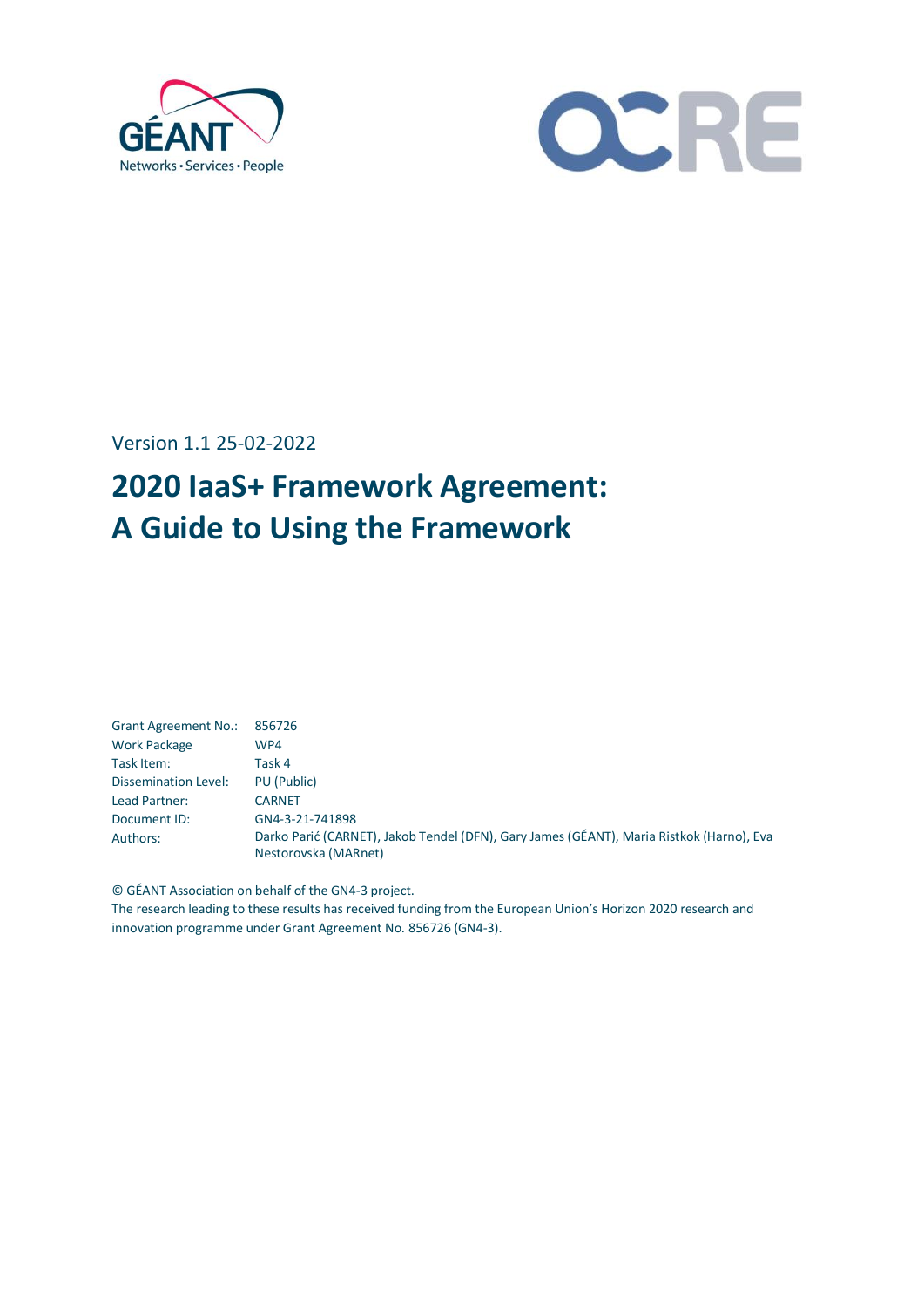Version 1.1 25-02-2022

# 2020 IaaS+ Framework Agreement: A Guide to Using the Framework

| | |
|---|---|
| Grant Agreement No.: | 856726 |
| Work Package | WP4 |
| Task Item: | Task 4 |
| Dissemination Level: | PU (Public) |
| Lead Partner: | CARNET |
| Document ID: | GN4-3-21-741898 |
| Authors: | Darko Parić (CARNET), Jakob Tendel (DFN), Gary James (GÉANT), Maria Ristkok (Harno), Eva Nestorovska (MARnet) |

© GÉANT Association on behalf of the GN4-3 project.
The research leading to these results has received funding from the European Union's Horizon 2020 research and innovation programme under Grant Agreement No. 856726 (GN4-3).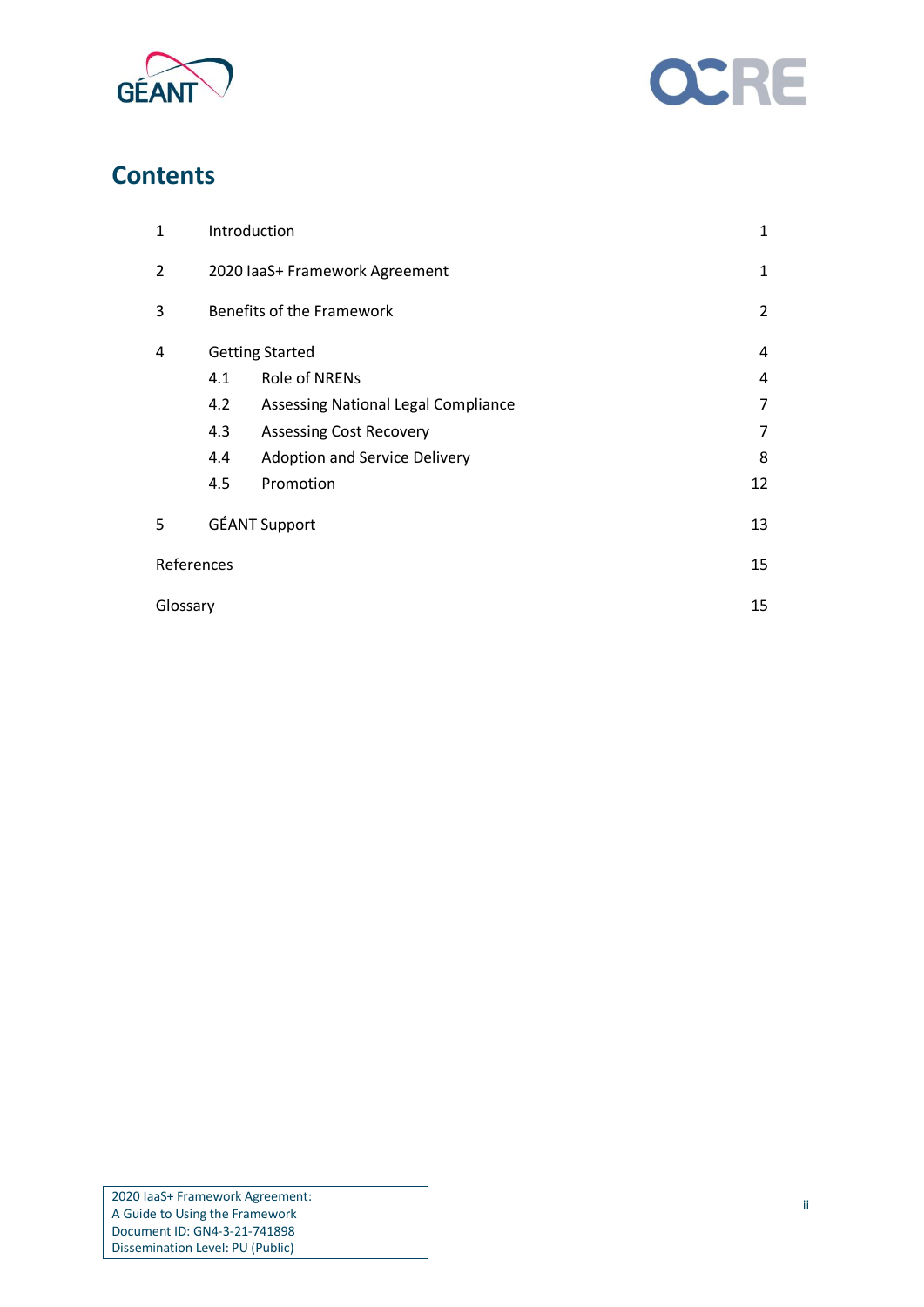# Contents

| | | | |
|---|---|---|---|
| 1 | Introduction | | 1 |
| 2 | 2020 IaaS+ Framework Agreement | | 1 |
| 3 | Benefits of the Framework | | 2 |
| 4 | Getting Started | | 4 |
| | 4.1 | Role of NRENs | 4 |
| | 4.2 | Assessing National Legal Compliance | 7 |
| | 4.3 | Assessing Cost Recovery | 7 |
| | 4.4 | Adoption and Service Delivery | 8 |
| | 4.5 | Promotion | 12 |
| 5 | GÉANT Support | | 13 |
| References | | | 15 |
| Glossary | | | 15 |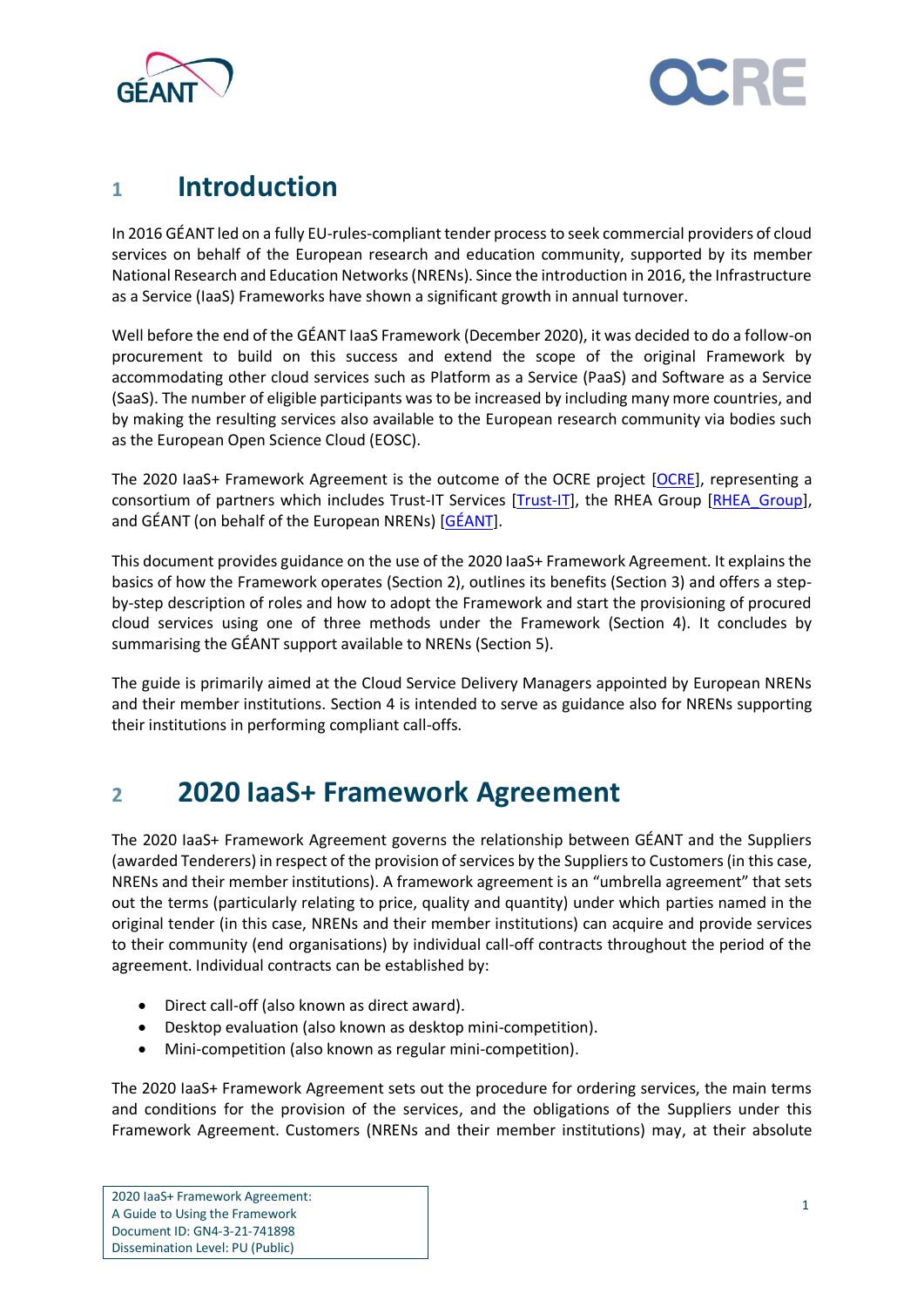# 1 Introduction

In 2016 GÉANT led on a fully EU-rules-compliant tender process to seek commercial providers of cloud services on behalf of the European research and education community, supported by its member National Research and Education Networks (NRENs). Since the introduction in 2016, the Infrastructure as a Service (IaaS) Frameworks have shown a significant growth in annual turnover.

Well before the end of the GÉANT IaaS Framework (December 2020), it was decided to do a follow-on procurement to build on this success and extend the scope of the original Framework by accommodating other cloud services such as Platform as a Service (PaaS) and Software as a Service (SaaS). The number of eligible participants was to be increased by including many more countries, and by making the resulting services also available to the European research community via bodies such as the European Open Science Cloud (EOSC).

The 2020 IaaS+ Framework Agreement is the outcome of the OCRE project [OCRE], representing a consortium of partners which includes Trust-IT Services [Trust-IT], the RHEA Group [RHEA_Group], and GÉANT (on behalf of the European NRENs) [GÉANT].

This document provides guidance on the use of the 2020 IaaS+ Framework Agreement. It explains the basics of how the Framework operates (Section 2), outlines its benefits (Section 3) and offers a step-by-step description of roles and how to adopt the Framework and start the provisioning of procured cloud services using one of three methods under the Framework (Section 4). It concludes by summarising the GÉANT support available to NRENs (Section 5).

The guide is primarily aimed at the Cloud Service Delivery Managers appointed by European NRENs and their member institutions. Section 4 is intended to serve as guidance also for NRENs supporting their institutions in performing compliant call-offs.

# 2 2020 IaaS+ Framework Agreement

The 2020 IaaS+ Framework Agreement governs the relationship between GÉANT and the Suppliers (awarded Tenderers) in respect of the provision of services by the Suppliers to Customers (in this case, NRENs and their member institutions). A framework agreement is an "umbrella agreement" that sets out the terms (particularly relating to price, quality and quantity) under which parties named in the original tender (in this case, NRENs and their member institutions) can acquire and provide services to their community (end organisations) by individual call-off contracts throughout the period of the agreement. Individual contracts can be established by:

- Direct call-off (also known as direct award).
- Desktop evaluation (also known as desktop mini-competition).
- Mini-competition (also known as regular mini-competition).

The 2020 IaaS+ Framework Agreement sets out the procedure for ordering services, the main terms and conditions for the provision of the services, and the obligations of the Suppliers under this Framework Agreement. Customers (NRENs and their member institutions) may, at their absolute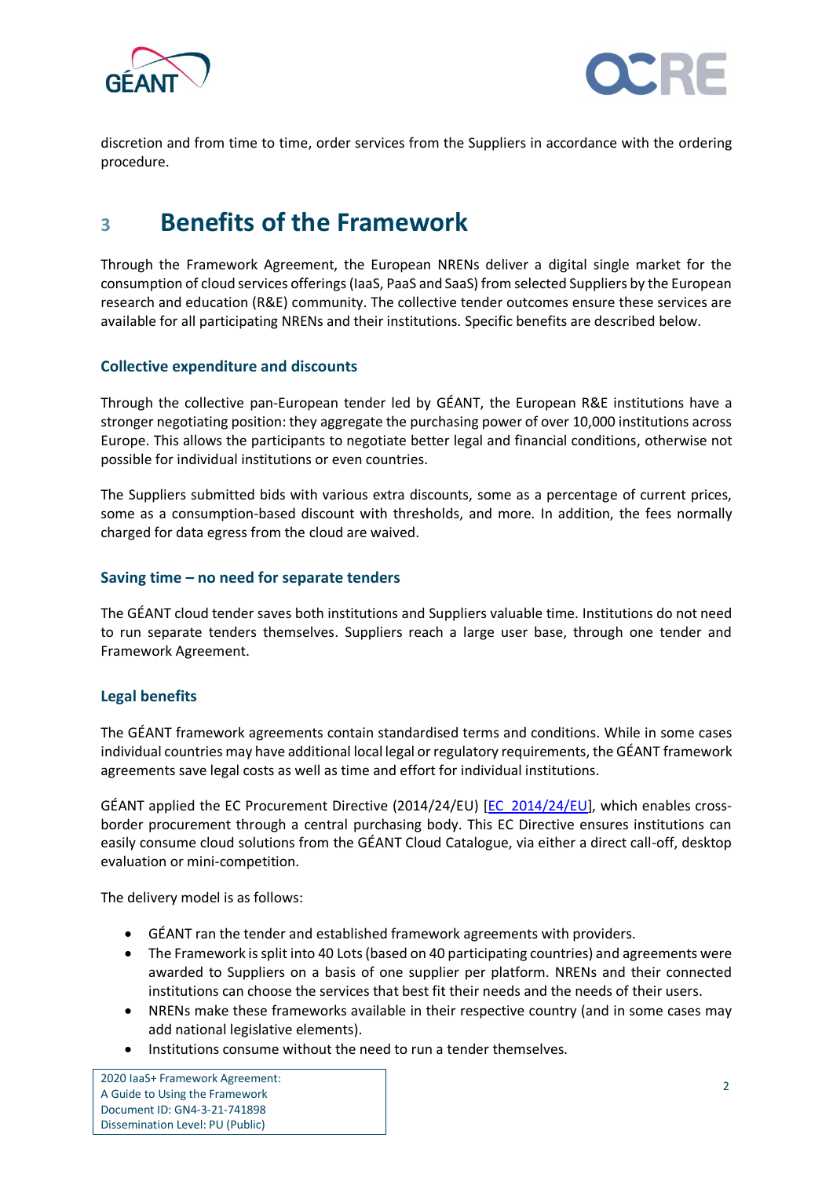discretion and from time to time, order services from the Suppliers in accordance with the ordering procedure.

# 3 Benefits of the Framework

Through the Framework Agreement, the European NRENs deliver a digital single market for the consumption of cloud services offerings (IaaS, PaaS and SaaS) from selected Suppliers by the European research and education (R&E) community. The collective tender outcomes ensure these services are available for all participating NRENs and their institutions. Specific benefits are described below.

### Collective expenditure and discounts

Through the collective pan-European tender led by GÉANT, the European R&E institutions have a stronger negotiating position: they aggregate the purchasing power of over 10,000 institutions across Europe. This allows the participants to negotiate better legal and financial conditions, otherwise not possible for individual institutions or even countries.

The Suppliers submitted bids with various extra discounts, some as a percentage of current prices, some as a consumption-based discount with thresholds, and more. In addition, the fees normally charged for data egress from the cloud are waived.

### Saving time – no need for separate tenders

The GÉANT cloud tender saves both institutions and Suppliers valuable time. Institutions do not need to run separate tenders themselves. Suppliers reach a large user base, through one tender and Framework Agreement.

### Legal benefits

The GÉANT framework agreements contain standardised terms and conditions. While in some cases individual countries may have additional local legal or regulatory requirements, the GÉANT framework agreements save legal costs as well as time and effort for individual institutions.

GÉANT applied the EC Procurement Directive (2014/24/EU) [EC_2014/24/EU], which enables cross-border procurement through a central purchasing body. This EC Directive ensures institutions can easily consume cloud solutions from the GÉANT Cloud Catalogue, via either a direct call-off, desktop evaluation or mini-competition.

The delivery model is as follows:

- GÉANT ran the tender and established framework agreements with providers.
- The Framework is split into 40 Lots (based on 40 participating countries) and agreements were awarded to Suppliers on a basis of one supplier per platform. NRENs and their connected institutions can choose the services that best fit their needs and the needs of their users.
- NRENs make these frameworks available in their respective country (and in some cases may add national legislative elements).
- Institutions consume without the need to run a tender themselves.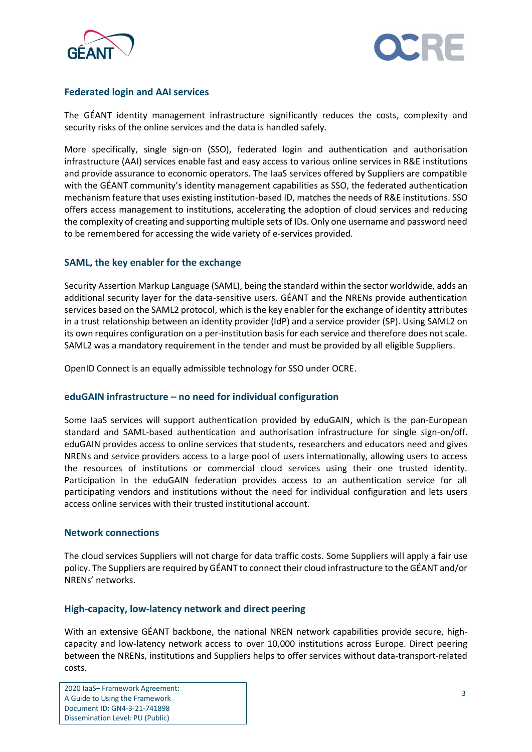## Federated login and AAI services

The GÉANT identity management infrastructure significantly reduces the costs, complexity and security risks of the online services and the data is handled safely.

More specifically, single sign-on (SSO), federated login and authentication and authorisation infrastructure (AAI) services enable fast and easy access to various online services in R&E institutions and provide assurance to economic operators. The IaaS services offered by Suppliers are compatible with the GÉANT community's identity management capabilities as SSO, the federated authentication mechanism feature that uses existing institution-based ID, matches the needs of R&E institutions. SSO offers access management to institutions, accelerating the adoption of cloud services and reducing the complexity of creating and supporting multiple sets of IDs. Only one username and password need to be remembered for accessing the wide variety of e-services provided.

## SAML, the key enabler for the exchange

Security Assertion Markup Language (SAML), being the standard within the sector worldwide, adds an additional security layer for the data-sensitive users. GÉANT and the NRENs provide authentication services based on the SAML2 protocol, which is the key enabler for the exchange of identity attributes in a trust relationship between an identity provider (IdP) and a service provider (SP). Using SAML2 on its own requires configuration on a per-institution basis for each service and therefore does not scale. SAML2 was a mandatory requirement in the tender and must be provided by all eligible Suppliers.

OpenID Connect is an equally admissible technology for SSO under OCRE.

## eduGAIN infrastructure – no need for individual configuration

Some IaaS services will support authentication provided by eduGAIN, which is the pan-European standard and SAML-based authentication and authorisation infrastructure for single sign-on/off. eduGAIN provides access to online services that students, researchers and educators need and gives NRENs and service providers access to a large pool of users internationally, allowing users to access the resources of institutions or commercial cloud services using their one trusted identity. Participation in the eduGAIN federation provides access to an authentication service for all participating vendors and institutions without the need for individual configuration and lets users access online services with their trusted institutional account.

## Network connections

The cloud services Suppliers will not charge for data traffic costs. Some Suppliers will apply a fair use policy. The Suppliers are required by GÉANT to connect their cloud infrastructure to the GÉANT and/or NRENs' networks.

## High-capacity, low-latency network and direct peering

With an extensive GÉANT backbone, the national NREN network capabilities provide secure, high-capacity and low-latency network access to over 10,000 institutions across Europe. Direct peering between the NRENs, institutions and Suppliers helps to offer services without data-transport-related costs.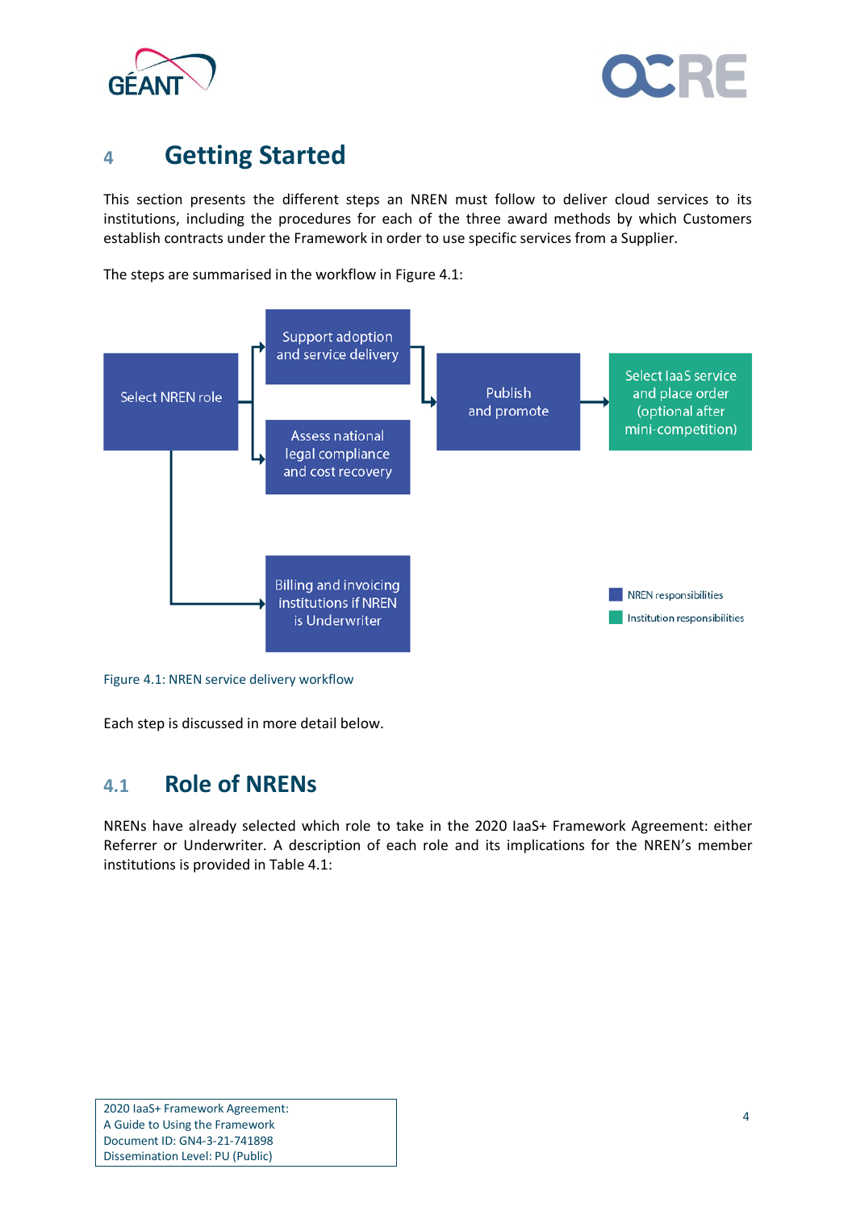# 4 Getting Started

This section presents the different steps an NREN must follow to deliver cloud services to its institutions, including the procedures for each of the three award methods by which Customers establish contracts under the Framework in order to use specific services from a Supplier.

The steps are summarised in the workflow in Figure 4.1:

Select NREN role

Support adoption and service delivery

Assess national legal compliance and cost recovery

Billing and invoicing institutions if NREN is Underwriter

Publish and promote

Select IaaS service and place order (optional after mini-competition)

NREN responsibilities

Institution responsibilities

Figure 4.1: NREN service delivery workflow

Each step is discussed in more detail below.

## 4.1 Role of NRENs

NRENs have already selected which role to take in the 2020 IaaS+ Framework Agreement: either Referrer or Underwriter. A description of each role and its implications for the NREN's member institutions is provided in Table 4.1: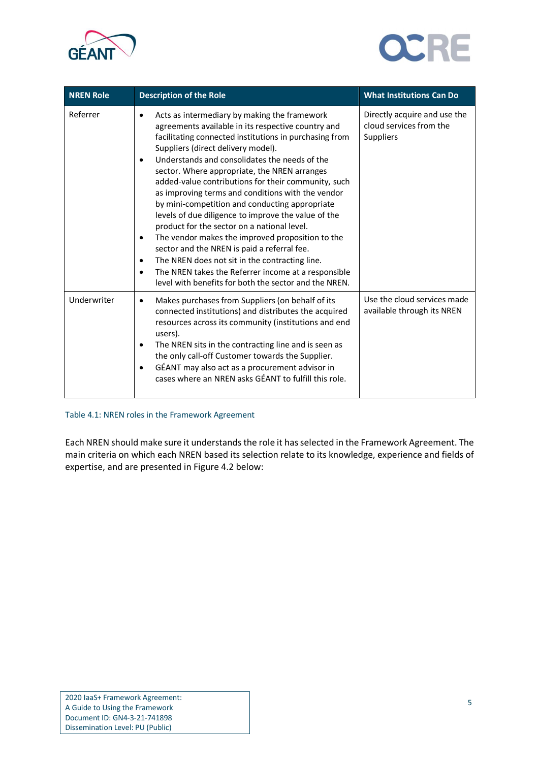| NREN Role | Description of the Role | What Institutions Can Do |
|---|---|---|
| Referrer | • Acts as intermediary by making the framework agreements available in its respective country and facilitating connected institutions in purchasing from Suppliers (direct delivery model).<br>• Understands and consolidates the needs of the sector. Where appropriate, the NREN arranges added-value contributions for their community, such as improving terms and conditions with the vendor by mini-competition and conducting appropriate levels of due diligence to improve the value of the product for the sector on a national level.<br>• The vendor makes the improved proposition to the sector and the NREN is paid a referral fee.<br>• The NREN does not sit in the contracting line.<br>• The NREN takes the Referrer income at a responsible level with benefits for both the sector and the NREN. | Directly acquire and use the cloud services from the Suppliers |
| Underwriter | • Makes purchases from Suppliers (on behalf of its connected institutions) and distributes the acquired resources across its community (institutions and end users).<br>• The NREN sits in the contracting line and is seen as the only call-off Customer towards the Supplier.<br>• GÉANT may also act as a procurement advisor in cases where an NREN asks GÉANT to fulfill this role. | Use the cloud services made available through its NREN |

Table 4.1: NREN roles in the Framework Agreement

Each NREN should make sure it understands the role it has selected in the Framework Agreement. The main criteria on which each NREN based its selection relate to its knowledge, experience and fields of expertise, and are presented in Figure 4.2 below: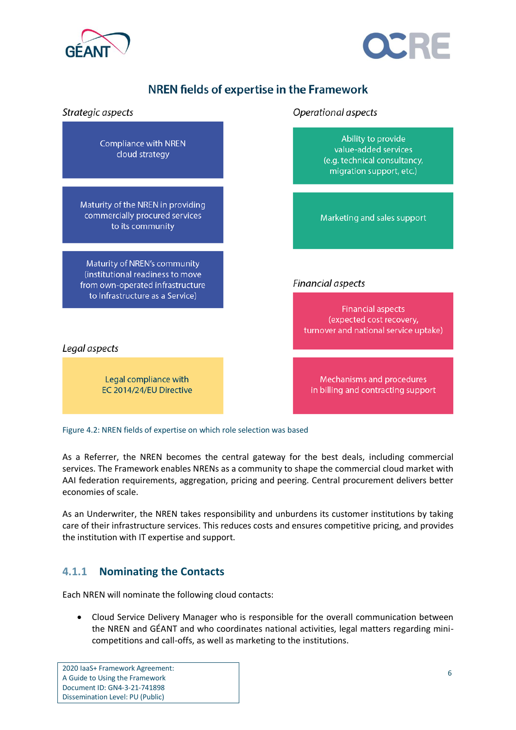## NREN fields of expertise in the Framework

*Strategic aspects*

Compliance with NREN cloud strategy

Maturity of the NREN in providing commercially procured services to its community

Maturity of NREN's community (institutional readiness to move from own-operated infrastructure to Infrastructure as a Service)

*Legal aspects*

Legal compliance with EC 2014/24/EU Directive

*Operational aspects*

Ability to provide value-added services (e.g. technical consultancy, migration support, etc.)

Marketing and sales support

*Financial aspects*

Financial aspects (expected cost recovery, turnover and national service uptake)

Mechanisms and procedures in billing and contracting support

Figure 4.2: NREN fields of expertise on which role selection was based

As a Referrer, the NREN becomes the central gateway for the best deals, including commercial services. The Framework enables NRENs as a community to shape the commercial cloud market with AAI federation requirements, aggregation, pricing and peering. Central procurement delivers better economies of scale.

As an Underwriter, the NREN takes responsibility and unburdens its customer institutions by taking care of their infrastructure services. This reduces costs and ensures competitive pricing, and provides the institution with IT expertise and support.

### 4.1.1 Nominating the Contacts

Each NREN will nominate the following cloud contacts:

- Cloud Service Delivery Manager who is responsible for the overall communication between the NREN and GÉANT and who coordinates national activities, legal matters regarding mini-competitions and call-offs, as well as marketing to the institutions.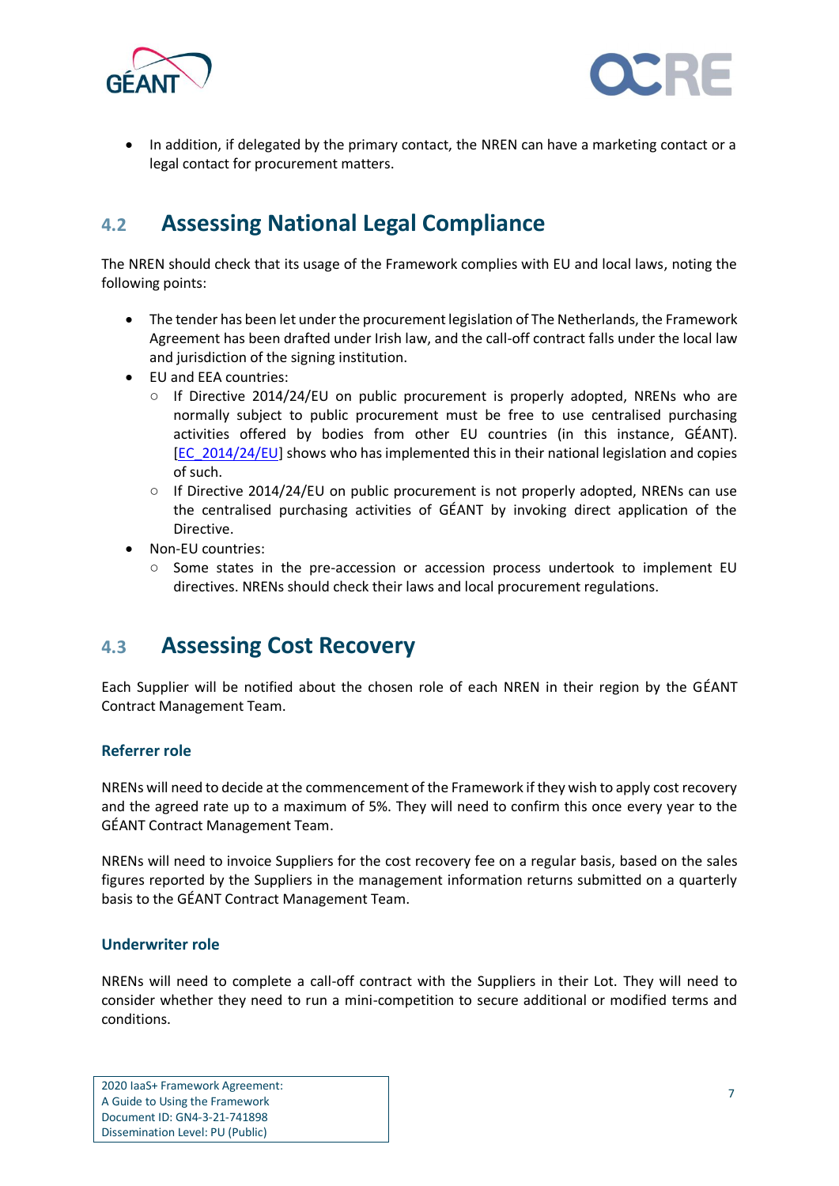- In addition, if delegated by the primary contact, the NREN can have a marketing contact or a legal contact for procurement matters.

## 4.2 Assessing National Legal Compliance

The NREN should check that its usage of the Framework complies with EU and local laws, noting the following points:

- The tender has been let under the procurement legislation of The Netherlands, the Framework Agreement has been drafted under Irish law, and the call-off contract falls under the local law and jurisdiction of the signing institution.
- EU and EEA countries:
  - If Directive 2014/24/EU on public procurement is properly adopted, NRENs who are normally subject to public procurement must be free to use centralised purchasing activities offered by bodies from other EU countries (in this instance, GÉANT). [EC_2014/24/EU] shows who has implemented this in their national legislation and copies of such.
  - If Directive 2014/24/EU on public procurement is not properly adopted, NRENs can use the centralised purchasing activities of GÉANT by invoking direct application of the Directive.
- Non-EU countries:
  - Some states in the pre-accession or accession process undertook to implement EU directives. NRENs should check their laws and local procurement regulations.

## 4.3 Assessing Cost Recovery

Each Supplier will be notified about the chosen role of each NREN in their region by the GÉANT Contract Management Team.

### Referrer role

NRENs will need to decide at the commencement of the Framework if they wish to apply cost recovery and the agreed rate up to a maximum of 5%. They will need to confirm this once every year to the GÉANT Contract Management Team.

NRENs will need to invoice Suppliers for the cost recovery fee on a regular basis, based on the sales figures reported by the Suppliers in the management information returns submitted on a quarterly basis to the GÉANT Contract Management Team.

### Underwriter role

NRENs will need to complete a call-off contract with the Suppliers in their Lot. They will need to consider whether they need to run a mini-competition to secure additional or modified terms and conditions.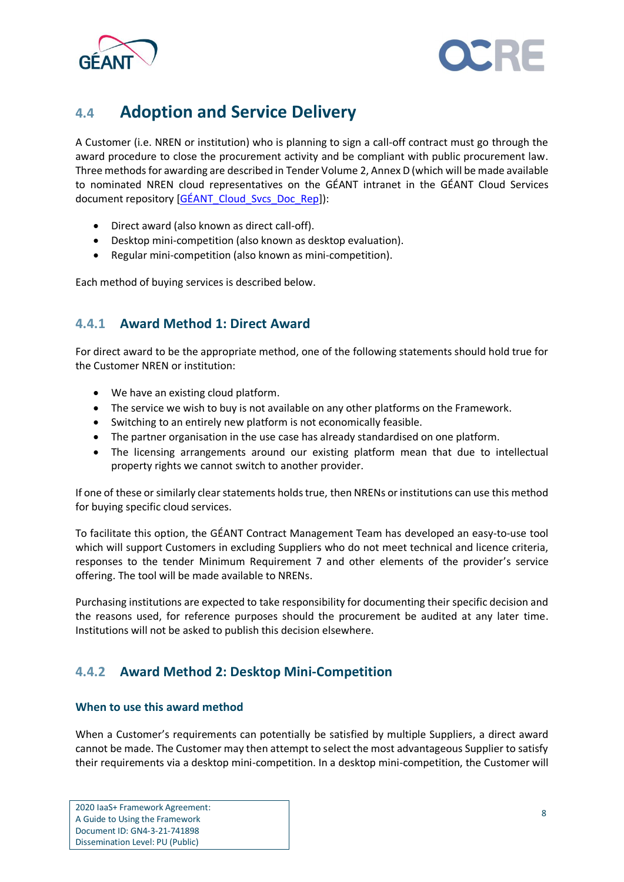## 4.4 Adoption and Service Delivery

A Customer (i.e. NREN or institution) who is planning to sign a call-off contract must go through the award procedure to close the procurement activity and be compliant with public procurement law. Three methods for awarding are described in Tender Volume 2, Annex D (which will be made available to nominated NREN cloud representatives on the GÉANT intranet in the GÉANT Cloud Services document repository [GÉANT_Cloud_Svcs_Doc_Rep]):

- Direct award (also known as direct call-off).
- Desktop mini-competition (also known as desktop evaluation).
- Regular mini-competition (also known as mini-competition).

Each method of buying services is described below.

### 4.4.1 Award Method 1: Direct Award

For direct award to be the appropriate method, one of the following statements should hold true for the Customer NREN or institution:

- We have an existing cloud platform.
- The service we wish to buy is not available on any other platforms on the Framework.
- Switching to an entirely new platform is not economically feasible.
- The partner organisation in the use case has already standardised on one platform.
- The licensing arrangements around our existing platform mean that due to intellectual property rights we cannot switch to another provider.

If one of these or similarly clear statements holds true, then NRENs or institutions can use this method for buying specific cloud services.

To facilitate this option, the GÉANT Contract Management Team has developed an easy-to-use tool which will support Customers in excluding Suppliers who do not meet technical and licence criteria, responses to the tender Minimum Requirement 7 and other elements of the provider's service offering. The tool will be made available to NRENs.

Purchasing institutions are expected to take responsibility for documenting their specific decision and the reasons used, for reference purposes should the procurement be audited at any later time. Institutions will not be asked to publish this decision elsewhere.

### 4.4.2 Award Method 2: Desktop Mini-Competition

#### When to use this award method

When a Customer's requirements can potentially be satisfied by multiple Suppliers, a direct award cannot be made. The Customer may then attempt to select the most advantageous Supplier to satisfy their requirements via a desktop mini-competition. In a desktop mini-competition, the Customer will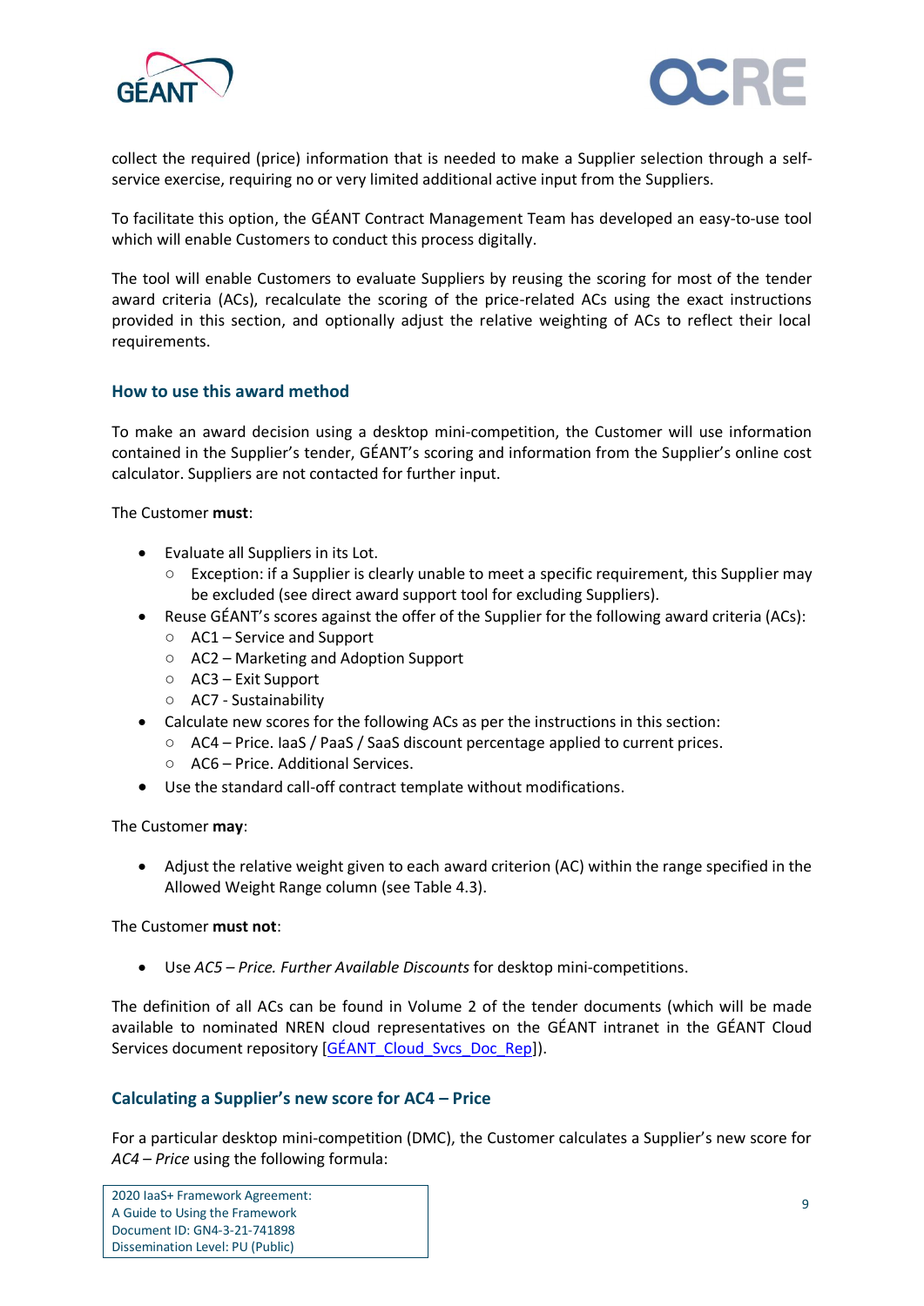collect the required (price) information that is needed to make a Supplier selection through a self-service exercise, requiring no or very limited additional active input from the Suppliers.

To facilitate this option, the GÉANT Contract Management Team has developed an easy-to-use tool which will enable Customers to conduct this process digitally.

The tool will enable Customers to evaluate Suppliers by reusing the scoring for most of the tender award criteria (ACs), recalculate the scoring of the price-related ACs using the exact instructions provided in this section, and optionally adjust the relative weighting of ACs to reflect their local requirements.

### How to use this award method

To make an award decision using a desktop mini-competition, the Customer will use information contained in the Supplier's tender, GÉANT's scoring and information from the Supplier's online cost calculator. Suppliers are not contacted for further input.

The Customer **must**:

- Evaluate all Suppliers in its Lot.
  - Exception: if a Supplier is clearly unable to meet a specific requirement, this Supplier may be excluded (see direct award support tool for excluding Suppliers).
- Reuse GÉANT's scores against the offer of the Supplier for the following award criteria (ACs):
  - AC1 – Service and Support
  - AC2 – Marketing and Adoption Support
  - AC3 – Exit Support
  - AC7 - Sustainability
- Calculate new scores for the following ACs as per the instructions in this section:
  - AC4 – Price. IaaS / PaaS / SaaS discount percentage applied to current prices.
  - AC6 – Price. Additional Services.
- Use the standard call-off contract template without modifications.

The Customer **may**:

- Adjust the relative weight given to each award criterion (AC) within the range specified in the Allowed Weight Range column (see Table 4.3).

The Customer **must not**:

- Use *AC5 – Price. Further Available Discounts* for desktop mini-competitions.

The definition of all ACs can be found in Volume 2 of the tender documents (which will be made available to nominated NREN cloud representatives on the GÉANT intranet in the GÉANT Cloud Services document repository [GÉANT_Cloud_Svcs_Doc_Rep]).

### Calculating a Supplier's new score for AC4 – Price

For a particular desktop mini-competition (DMC), the Customer calculates a Supplier's new score for *AC4 – Price* using the following formula: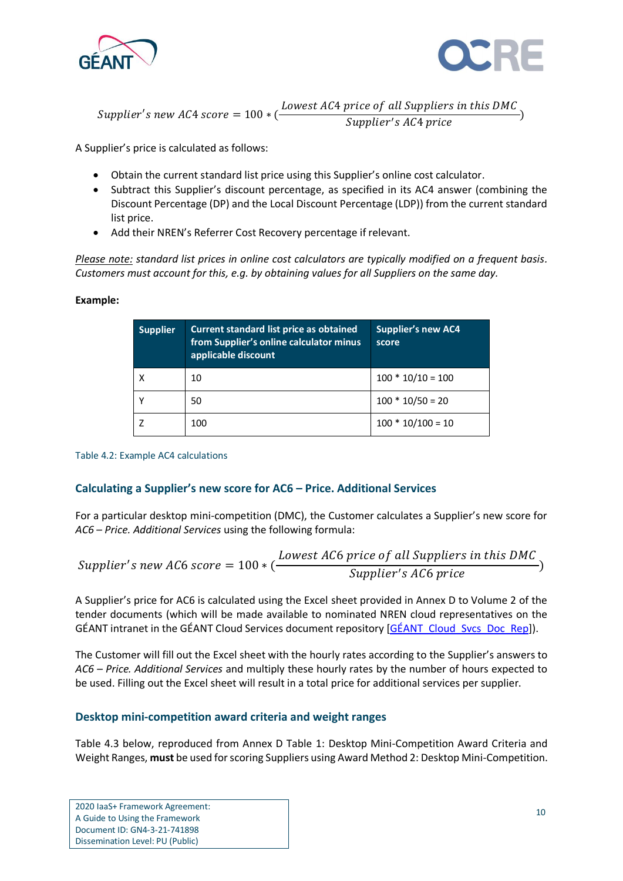$$Supplier's\ new\ AC4\ score = 100 * (\frac{Lowest\ AC4\ price\ of\ all\ Suppliers\ in\ this\ DMC}{Supplier's\ AC4\ price})$$

A Supplier's price is calculated as follows:

- Obtain the current standard list price using this Supplier's online cost calculator.
- Subtract this Supplier's discount percentage, as specified in its AC4 answer (combining the Discount Percentage (DP) and the Local Discount Percentage (LDP)) from the current standard list price.
- Add their NREN's Referrer Cost Recovery percentage if relevant.

*Please note: standard list prices in online cost calculators are typically modified on a frequent basis. Customers must account for this, e.g. by obtaining values for all Suppliers on the same day.*

**Example:**

| Supplier | Current standard list price as obtained from Supplier's online calculator minus applicable discount | Supplier's new AC4 score |
|---|---|---|
| X | 10 | 100 * 10/10 = 100 |
| Y | 50 | 100 * 10/50 = 20 |
| Z | 100 | 100 * 10/100 = 10 |

Table 4.2: Example AC4 calculations

### Calculating a Supplier's new score for AC6 – Price. Additional Services

For a particular desktop mini-competition (DMC), the Customer calculates a Supplier's new score for *AC6 – Price. Additional Services* using the following formula:

$$Supplier's\ new\ AC6\ score = 100 * (\frac{Lowest\ AC6\ price\ of\ all\ Suppliers\ in\ this\ DMC}{Supplier's\ AC6\ price})$$

A Supplier's price for AC6 is calculated using the Excel sheet provided in Annex D to Volume 2 of the tender documents (which will be made available to nominated NREN cloud representatives on the GÉANT intranet in the GÉANT Cloud Services document repository [GÉANT_Cloud_Svcs_Doc_Rep]).

The Customer will fill out the Excel sheet with the hourly rates according to the Supplier's answers to *AC6 – Price. Additional Services* and multiply these hourly rates by the number of hours expected to be used. Filling out the Excel sheet will result in a total price for additional services per supplier.

### Desktop mini-competition award criteria and weight ranges

Table 4.3 below, reproduced from Annex D Table 1: Desktop Mini-Competition Award Criteria and Weight Ranges, **must** be used for scoring Suppliers using Award Method 2: Desktop Mini-Competition.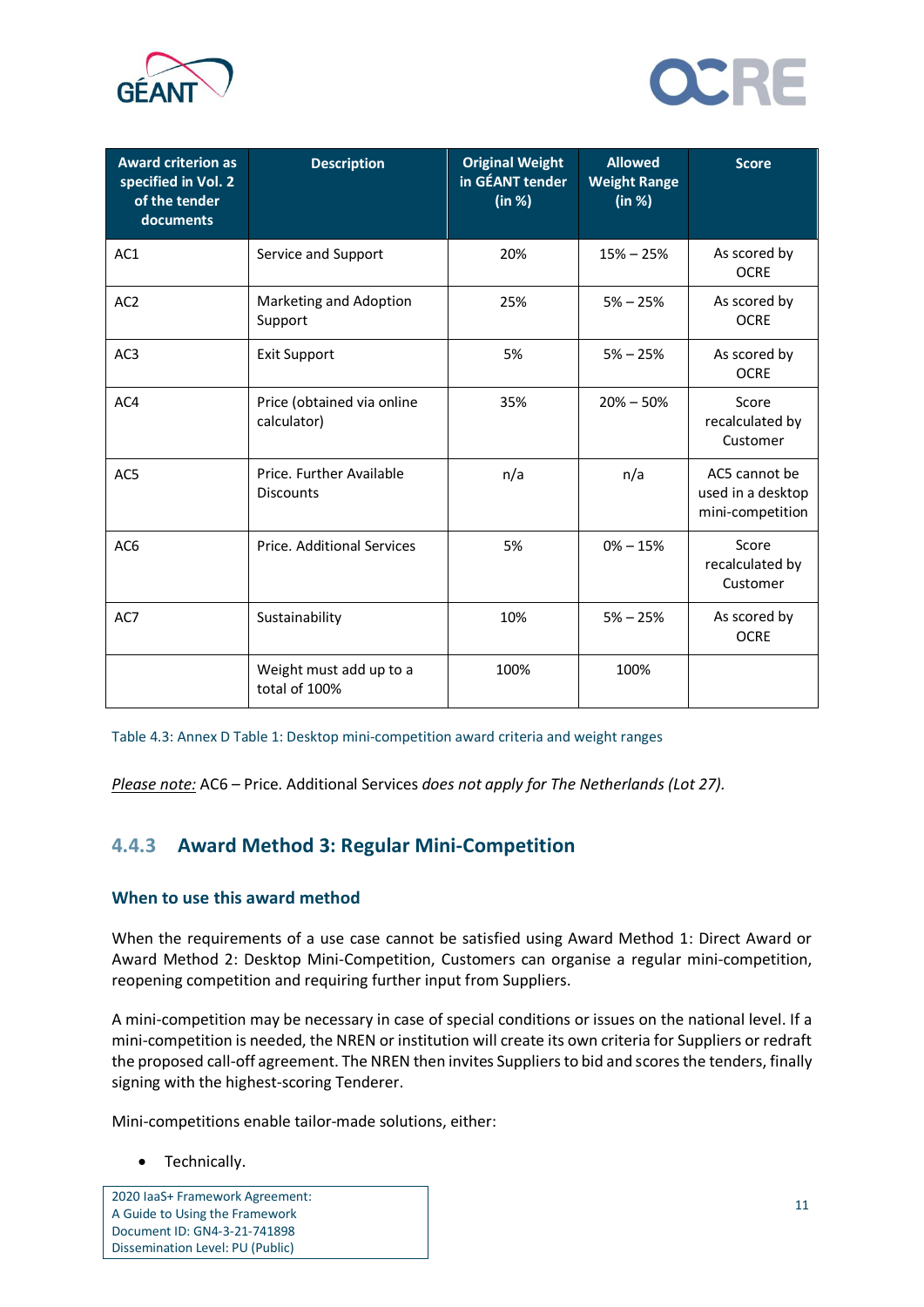| Award criterion as specified in Vol. 2 of the tender documents | Description | Original Weight in GÉANT tender (in %) | Allowed Weight Range (in %) | Score |
|---|---|---|---|---|
| AC1 | Service and Support | 20% | 15% – 25% | As scored by OCRE |
| AC2 | Marketing and Adoption Support | 25% | 5% – 25% | As scored by OCRE |
| AC3 | Exit Support | 5% | 5% – 25% | As scored by OCRE |
| AC4 | Price (obtained via online calculator) | 35% | 20% – 50% | Score recalculated by Customer |
| AC5 | Price. Further Available Discounts | n/a | n/a | AC5 cannot be used in a desktop mini-competition |
| AC6 | Price. Additional Services | 5% | 0% – 15% | Score recalculated by Customer |
| AC7 | Sustainability | 10% | 5% – 25% | As scored by OCRE |
| | Weight must add up to a total of 100% | 100% | 100% | |

Table 4.3: Annex D Table 1: Desktop mini-competition award criteria and weight ranges

_Please note:_ AC6 – Price. Additional Services *does not apply for The Netherlands (Lot 27).*

### 4.4.3 Award Method 3: Regular Mini-Competition

#### When to use this award method

When the requirements of a use case cannot be satisfied using Award Method 1: Direct Award or Award Method 2: Desktop Mini-Competition, Customers can organise a regular mini-competition, reopening competition and requiring further input from Suppliers.

A mini-competition may be necessary in case of special conditions or issues on the national level. If a mini-competition is needed, the NREN or institution will create its own criteria for Suppliers or redraft the proposed call-off agreement. The NREN then invites Suppliers to bid and scores the tenders, finally signing with the highest-scoring Tenderer.

Mini-competitions enable tailor-made solutions, either:

- Technically.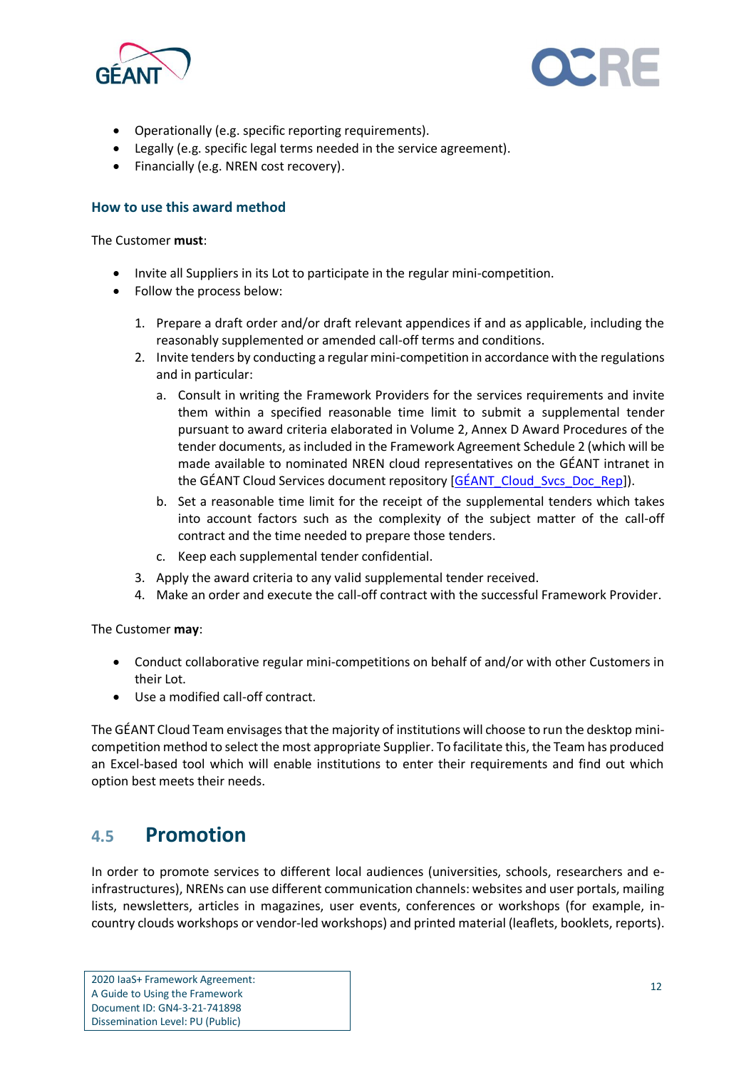- Operationally (e.g. specific reporting requirements).
- Legally (e.g. specific legal terms needed in the service agreement).
- Financially (e.g. NREN cost recovery).

### How to use this award method

The Customer **must**:

- Invite all Suppliers in its Lot to participate in the regular mini-competition.
- Follow the process below:

  1. Prepare a draft order and/or draft relevant appendices if and as applicable, including the reasonably supplemented or amended call-off terms and conditions.
  2. Invite tenders by conducting a regular mini-competition in accordance with the regulations and in particular:
     a. Consult in writing the Framework Providers for the services requirements and invite them within a specified reasonable time limit to submit a supplemental tender pursuant to award criteria elaborated in Volume 2, Annex D Award Procedures of the tender documents, as included in the Framework Agreement Schedule 2 (which will be made available to nominated NREN cloud representatives on the GÉANT intranet in the GÉANT Cloud Services document repository [GÉANT_Cloud_Svcs_Doc_Rep]).
     b. Set a reasonable time limit for the receipt of the supplemental tenders which takes into account factors such as the complexity of the subject matter of the call-off contract and the time needed to prepare those tenders.
     c. Keep each supplemental tender confidential.
  3. Apply the award criteria to any valid supplemental tender received.
  4. Make an order and execute the call-off contract with the successful Framework Provider.

The Customer **may**:

- Conduct collaborative regular mini-competitions on behalf of and/or with other Customers in their Lot.
- Use a modified call-off contract.

The GÉANT Cloud Team envisages that the majority of institutions will choose to run the desktop mini-competition method to select the most appropriate Supplier. To facilitate this, the Team has produced an Excel-based tool which will enable institutions to enter their requirements and find out which option best meets their needs.

## 4.5 Promotion

In order to promote services to different local audiences (universities, schools, researchers and e-infrastructures), NRENs can use different communication channels: websites and user portals, mailing lists, newsletters, articles in magazines, user events, conferences or workshops (for example, in-country clouds workshops or vendor-led workshops) and printed material (leaflets, booklets, reports).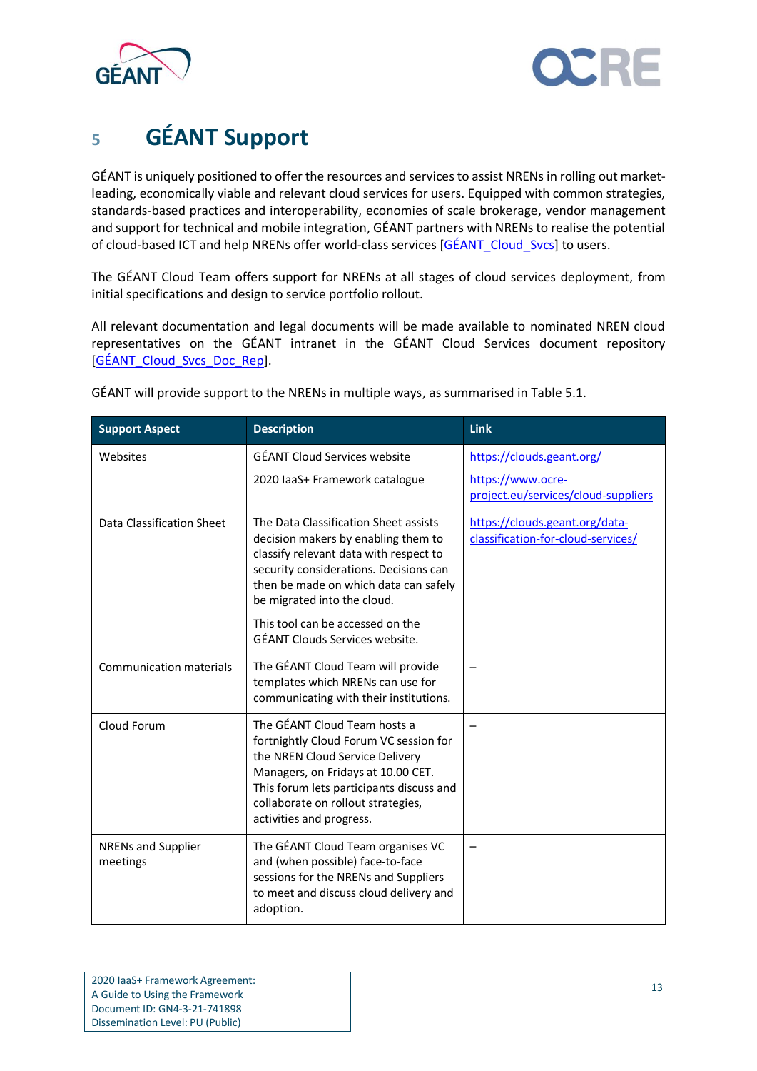# 5 GÉANT Support

GÉANT is uniquely positioned to offer the resources and services to assist NRENs in rolling out market-leading, economically viable and relevant cloud services for users. Equipped with common strategies, standards-based practices and interoperability, economies of scale brokerage, vendor management and support for technical and mobile integration, GÉANT partners with NRENs to realise the potential of cloud-based ICT and help NRENs offer world-class services [GÉANT_Cloud_Svcs] to users.

The GÉANT Cloud Team offers support for NRENs at all stages of cloud services deployment, from initial specifications and design to service portfolio rollout.

All relevant documentation and legal documents will be made available to nominated NREN cloud representatives on the GÉANT intranet in the GÉANT Cloud Services document repository [GÉANT_Cloud_Svcs_Doc_Rep].

GÉANT will provide support to the NRENs in multiple ways, as summarised in Table 5.1.

| Support Aspect | Description | Link |
|---|---|---|
| Websites | GÉANT Cloud Services website<br><br>2020 IaaS+ Framework catalogue | https://clouds.geant.org/<br><br>https://www.ocre-project.eu/services/cloud-suppliers |
| Data Classification Sheet | The Data Classification Sheet assists decision makers by enabling them to classify relevant data with respect to security considerations. Decisions can then be made on which data can safely be migrated into the cloud.<br><br>This tool can be accessed on the GÉANT Clouds Services website. | https://clouds.geant.org/data-classification-for-cloud-services/ |
| Communication materials | The GÉANT Cloud Team will provide templates which NRENs can use for communicating with their institutions. | – |
| Cloud Forum | The GÉANT Cloud Team hosts a fortnightly Cloud Forum VC session for the NREN Cloud Service Delivery Managers, on Fridays at 10.00 CET. This forum lets participants discuss and collaborate on rollout strategies, activities and progress. | – |
| NRENs and Supplier meetings | The GÉANT Cloud Team organises VC and (when possible) face-to-face sessions for the NRENs and Suppliers to meet and discuss cloud delivery and adoption. | – |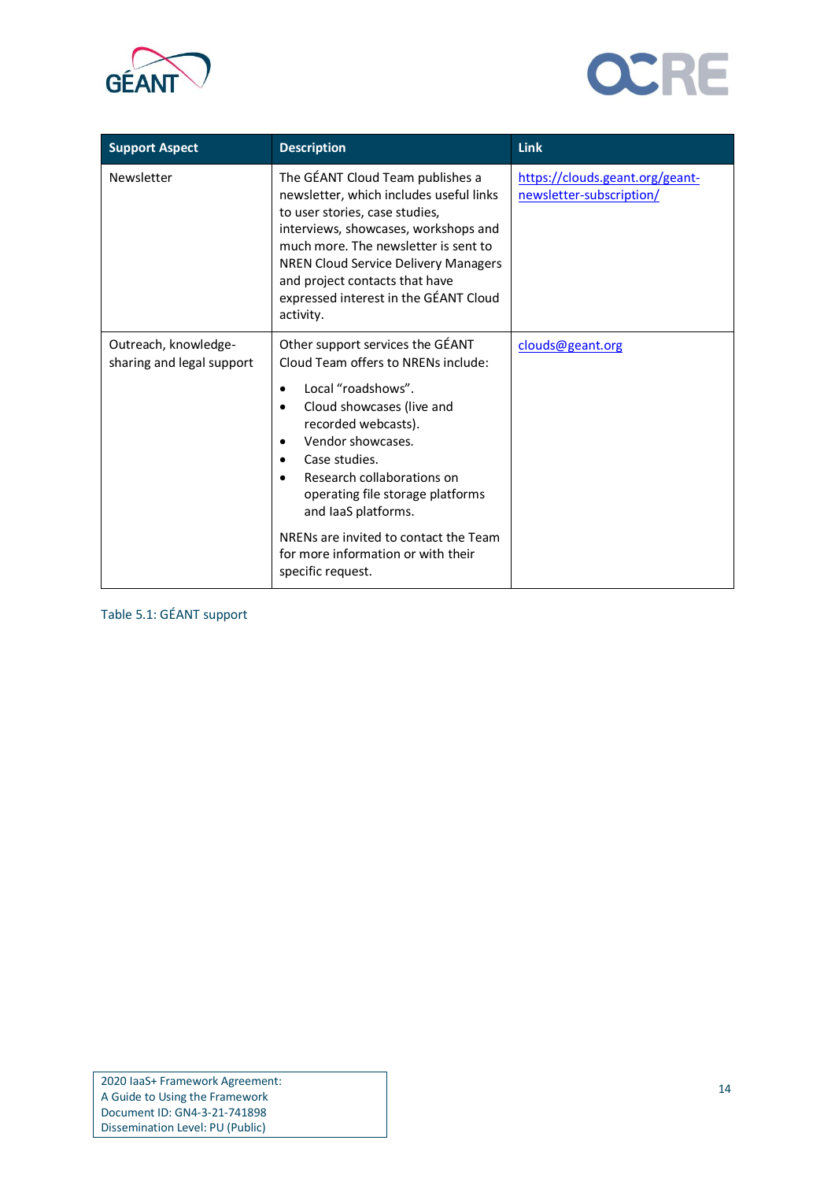| Support Aspect | Description | Link |
|---|---|---|
| Newsletter | The GÉANT Cloud Team publishes a newsletter, which includes useful links to user stories, case studies, interviews, showcases, workshops and much more. The newsletter is sent to NREN Cloud Service Delivery Managers and project contacts that have expressed interest in the GÉANT Cloud activity. | https://clouds.geant.org/geant-newsletter-subscription/ |
| Outreach, knowledge-sharing and legal support | Other support services the GÉANT Cloud Team offers to NRENs include: <br>• Local "roadshows". <br>• Cloud showcases (live and recorded webcasts). <br>• Vendor showcases. <br>• Case studies. <br>• Research collaborations on operating file storage platforms and IaaS platforms. <br><br>NRENs are invited to contact the Team for more information or with their specific request. | clouds@geant.org |

Table 5.1: GÉANT support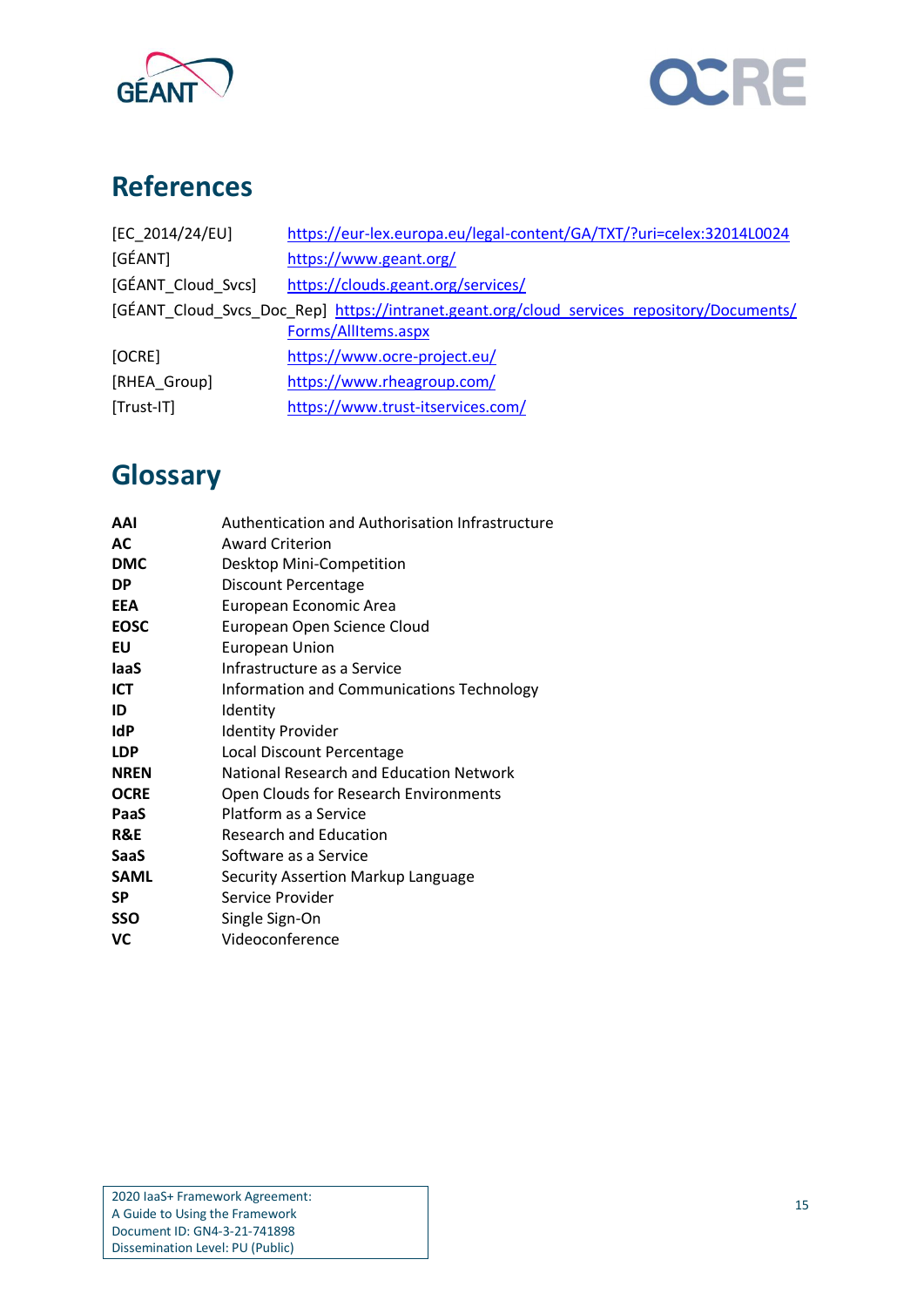# References

| | |
|---|---|
| [EC_2014/24/EU] | https://eur-lex.europa.eu/legal-content/GA/TXT/?uri=celex:32014L0024 |
| [GÉANT] | https://www.geant.org/ |
| [GÉANT_Cloud_Svcs] | https://clouds.geant.org/services/ |
| [GÉANT_Cloud_Svcs_Doc_Rep] | https://intranet.geant.org/cloud_services_repository/Documents/Forms/AllItems.aspx |
| [OCRE] | https://www.ocre-project.eu/ |
| [RHEA_Group] | https://www.rheagroup.com/ |
| [Trust-IT] | https://www.trust-itservices.com/ |

# Glossary

| | |
|---|---|
| **AAI** | Authentication and Authorisation Infrastructure |
| **AC** | Award Criterion |
| **DMC** | Desktop Mini-Competition |
| **DP** | Discount Percentage |
| **EEA** | European Economic Area |
| **EOSC** | European Open Science Cloud |
| **EU** | European Union |
| **IaaS** | Infrastructure as a Service |
| **ICT** | Information and Communications Technology |
| **ID** | Identity |
| **IdP** | Identity Provider |
| **LDP** | Local Discount Percentage |
| **NREN** | National Research and Education Network |
| **OCRE** | Open Clouds for Research Environments |
| **PaaS** | Platform as a Service |
| **R&E** | Research and Education |
| **SaaS** | Software as a Service |
| **SAML** | Security Assertion Markup Language |
| **SP** | Service Provider |
| **SSO** | Single Sign-On |
| **VC** | Videoconference |